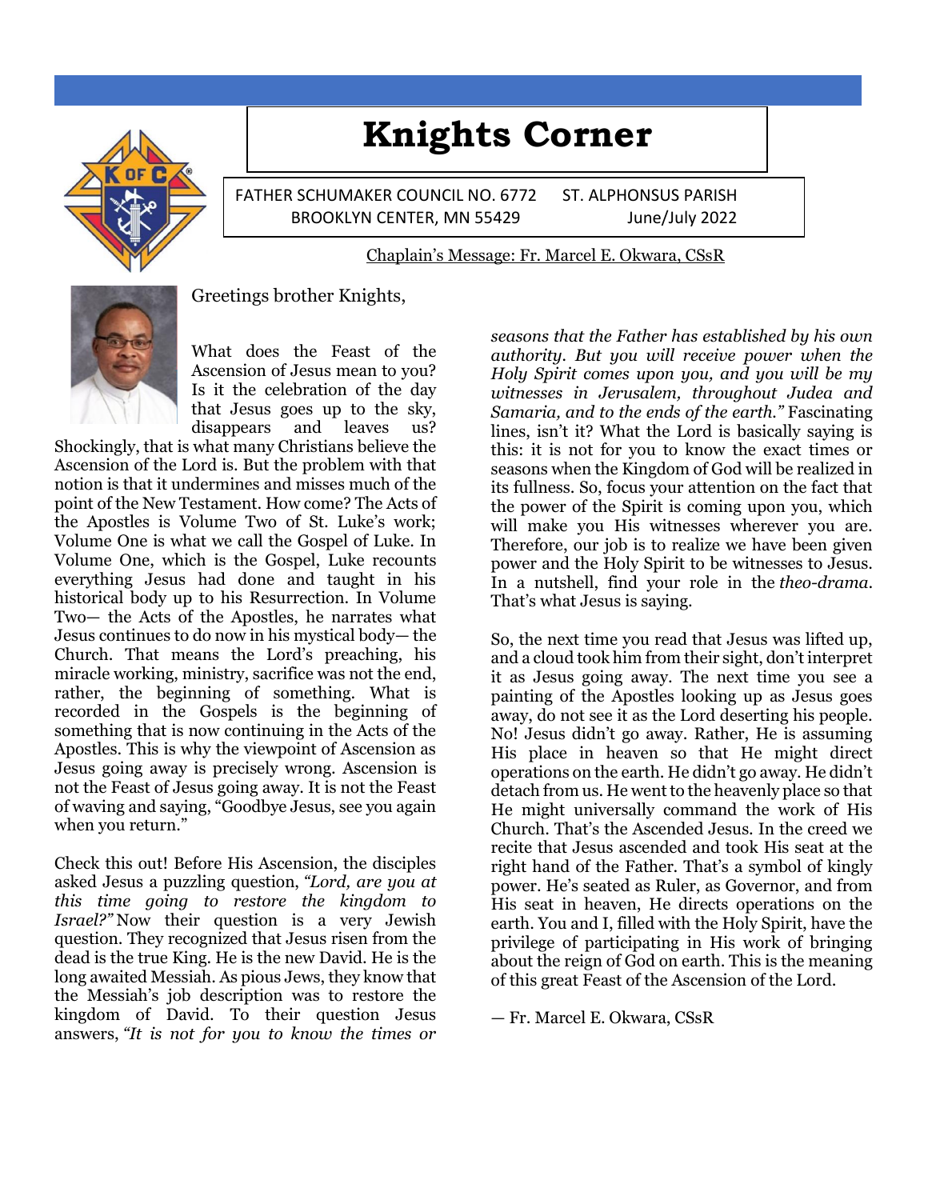# Knights Corner

FATHER SCHUMAKER COUNCIL NO. 6772 ST. ALPHONSUS PARISH
BROOKLYN CENTER, MN 55429 June/July 2022

## Chaplain's Message: Fr. Marcel E. Okwara, CSsR

Greetings brother Knights,

What does the Feast of the Ascension of Jesus mean to you? Is it the celebration of the day that Jesus goes up to the sky, disappears and leaves us? Shockingly, that is what many Christians believe the Ascension of the Lord is. But the problem with that notion is that it undermines and misses much of the point of the New Testament. How come? The Acts of the Apostles is Volume Two of St. Luke's work; Volume One is what we call the Gospel of Luke. In Volume One, which is the Gospel, Luke recounts everything Jesus had done and taught in his historical body up to his Resurrection. In Volume Two— the Acts of the Apostles, he narrates what Jesus continues to do now in his mystical body— the Church. That means the Lord's preaching, his miracle working, ministry, sacrifice was not the end, rather, the beginning of something. What is recorded in the Gospels is the beginning of something that is now continuing in the Acts of the Apostles. This is why the viewpoint of Ascension as Jesus going away is precisely wrong. Ascension is not the Feast of Jesus going away. It is not the Feast of waving and saying, "Goodbye Jesus, see you again when you return."

Check this out! Before His Ascension, the disciples asked Jesus a puzzling question, *"Lord, are you at this time going to restore the kingdom to Israel?"* Now their question is a very Jewish question. They recognized that Jesus risen from the dead is the true King. He is the new David. He is the long awaited Messiah. As pious Jews, they know that the Messiah's job description was to restore the kingdom of David. To their question Jesus answers, *"It is not for you to know the times or seasons that the Father has established by his own authority. But you will receive power when the Holy Spirit comes upon you, and you will be my witnesses in Jerusalem, throughout Judea and Samaria, and to the ends of the earth."* Fascinating lines, isn't it? What the Lord is basically saying is this: it is not for you to know the exact times or seasons when the Kingdom of God will be realized in its fullness. So, focus your attention on the fact that the power of the Spirit is coming upon you, which will make you His witnesses wherever you are. Therefore, our job is to realize we have been given power and the Holy Spirit to be witnesses to Jesus. In a nutshell, find your role in the *theo-drama*. That's what Jesus is saying.

So, the next time you read that Jesus was lifted up, and a cloud took him from their sight, don't interpret it as Jesus going away. The next time you see a painting of the Apostles looking up as Jesus goes away, do not see it as the Lord deserting his people. No! Jesus didn't go away. Rather, He is assuming His place in heaven so that He might direct operations on the earth. He didn't go away. He didn't detach from us. He went to the heavenly place so that He might universally command the work of His Church. That's the Ascended Jesus. In the creed we recite that Jesus ascended and took His seat at the right hand of the Father. That's a symbol of kingly power. He's seated as Ruler, as Governor, and from His seat in heaven, He directs operations on the earth. You and I, filled with the Holy Spirit, have the privilege of participating in His work of bringing about the reign of God on earth. This is the meaning of this great Feast of the Ascension of the Lord.

— Fr. Marcel E. Okwara, CSsR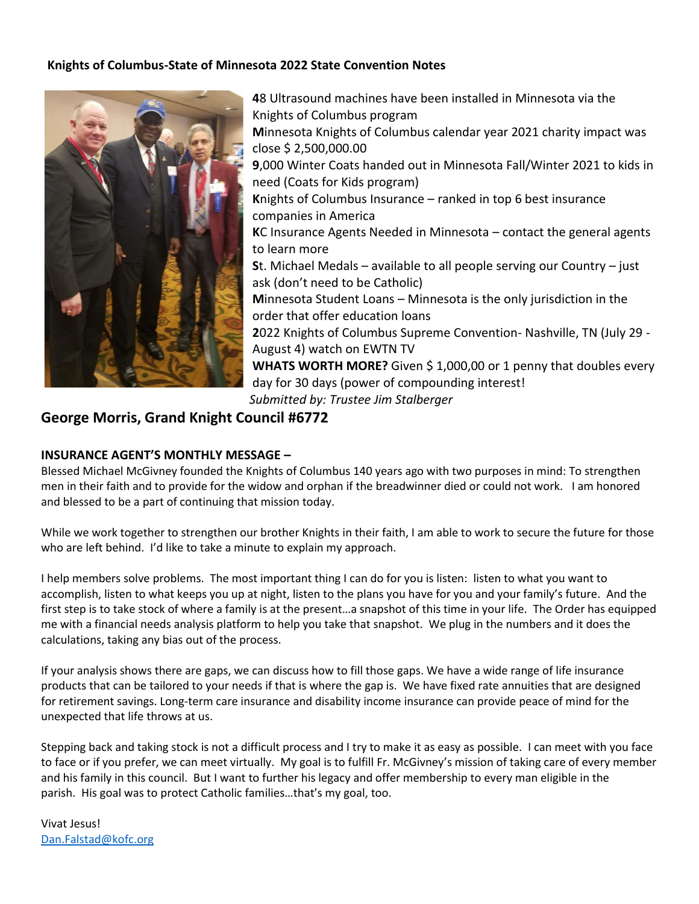**Knights of Columbus-State of Minnesota 2022 State Convention Notes**

**4**8 Ultrasound machines have been installed in Minnesota via the Knights of Columbus program
**M**innesota Knights of Columbus calendar year 2021 charity impact was close $ 2,500,000.00
**9**,000 Winter Coats handed out in Minnesota Fall/Winter 2021 to kids in need (Coats for Kids program)
**K**nights of Columbus Insurance – ranked in top 6 best insurance companies in America
**KC** Insurance Agents Needed in Minnesota – contact the general agents to learn more
**S**t. Michael Medals – available to all people serving our Country – just ask (don't need to be Catholic)
**M**innesota Student Loans – Minnesota is the only jurisdiction in the order that offer education loans
**2**022 Knights of Columbus Supreme Convention- Nashville, TN (July 29 - August 4) watch on EWTN TV
**WHATS WORTH MORE?** Given $ 1,000,00 or 1 penny that doubles every day for 30 days (power of compounding interest!
*Submitted by: Trustee Jim Stalberger*

## George Morris, Grand Knight Council #6772

**INSURANCE AGENT'S MONTHLY MESSAGE –**

Blessed Michael McGivney founded the Knights of Columbus 140 years ago with two purposes in mind: To strengthen men in their faith and to provide for the widow and orphan if the breadwinner died or could not work. I am honored and blessed to be a part of continuing that mission today.

While we work together to strengthen our brother Knights in their faith, I am able to work to secure the future for those who are left behind. I'd like to take a minute to explain my approach.

I help members solve problems. The most important thing I can do for you is listen: listen to what you want to accomplish, listen to what keeps you up at night, listen to the plans you have for you and your family's future. And the first step is to take stock of where a family is at the present…a snapshot of this time in your life. The Order has equipped me with a financial needs analysis platform to help you take that snapshot. We plug in the numbers and it does the calculations, taking any bias out of the process.

If your analysis shows there are gaps, we can discuss how to fill those gaps. We have a wide range of life insurance products that can be tailored to your needs if that is where the gap is. We have fixed rate annuities that are designed for retirement savings. Long-term care insurance and disability income insurance can provide peace of mind for the unexpected that life throws at us.

Stepping back and taking stock is not a difficult process and I try to make it as easy as possible. I can meet with you face to face or if you prefer, we can meet virtually. My goal is to fulfill Fr. McGivney's mission of taking care of every member and his family in this council. But I want to further his legacy and offer membership to every man eligible in the parish. His goal was to protect Catholic families…that's my goal, too.

Vivat Jesus!
Dan.Falstad@kofc.org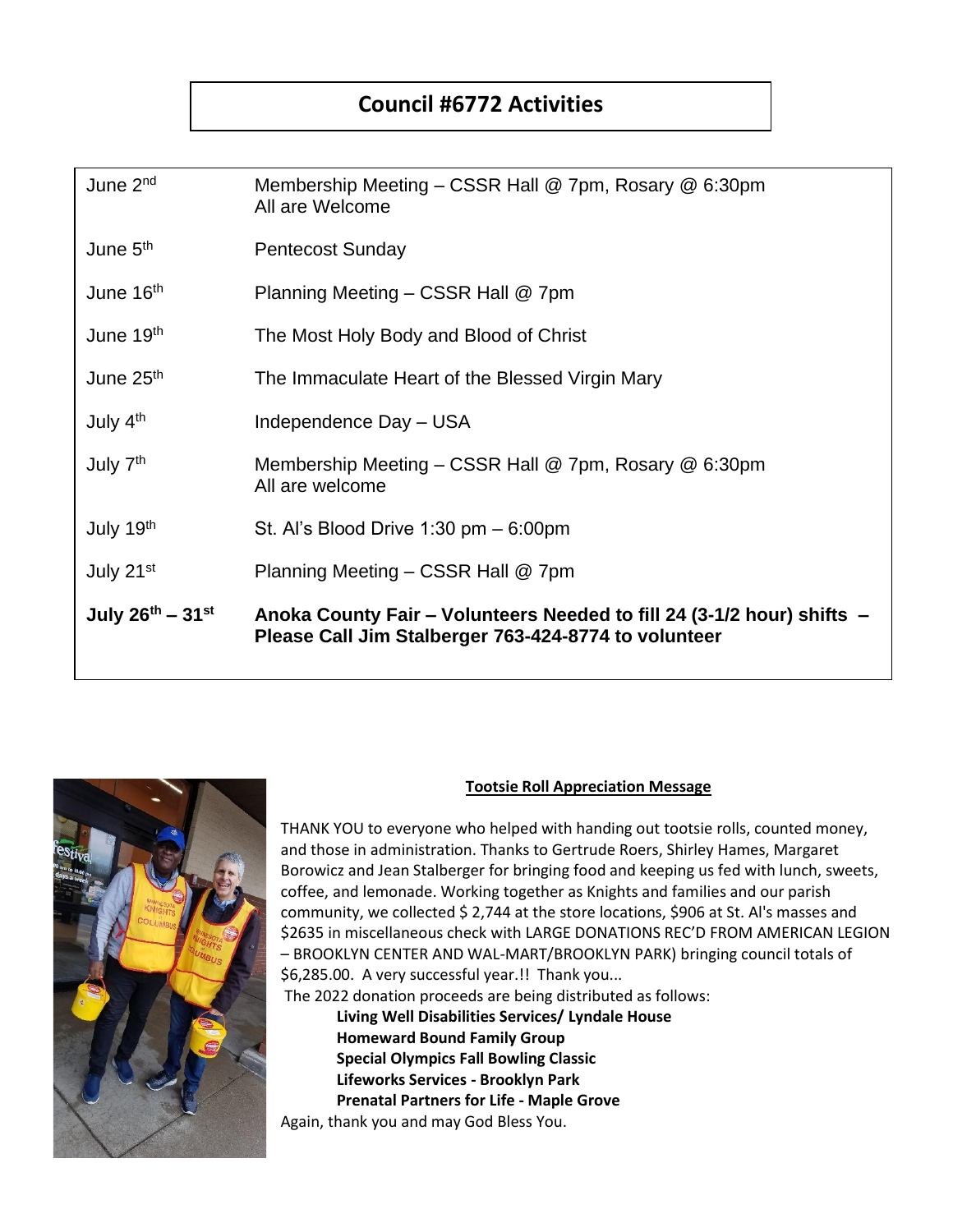# Council #6772 Activities

| | |
|---|---|
| June 2nd | Membership Meeting – CSSR Hall @ 7pm, Rosary @ 6:30pm<br>All are Welcome |
| June 5th | Pentecost Sunday |
| June 16th | Planning Meeting – CSSR Hall @ 7pm |
| June 19th | The Most Holy Body and Blood of Christ |
| June 25th | The Immaculate Heart of the Blessed Virgin Mary |
| July 4th | Independence Day – USA |
| July 7th | Membership Meeting – CSSR Hall @ 7pm, Rosary @ 6:30pm<br>All are welcome |
| July 19th | St. Al's Blood Drive 1:30 pm – 6:00pm |
| July 21st | Planning Meeting – CSSR Hall @ 7pm |
| **July 26th – 31st** | **Anoka County Fair – Volunteers Needed to fill 24 (3-1/2 hour) shifts – Please Call Jim Stalberger 763-424-8774 to volunteer** |

## Tootsie Roll Appreciation Message

THANK YOU to everyone who helped with handing out tootsie rolls, counted money, and those in administration. Thanks to Gertrude Roers, Shirley Hames, Margaret Borowicz and Jean Stalberger for bringing food and keeping us fed with lunch, sweets, coffee, and lemonade. Working together as Knights and families and our parish community, we collected $ 2,744 at the store locations, $906 at St. Al's masses and $2635 in miscellaneous check with LARGE DONATIONS REC'D FROM AMERICAN LEGION – BROOKLYN CENTER AND WAL-MART/BROOKLYN PARK) bringing council totals of $6,285.00. A very successful year.!! Thank you...

The 2022 donation proceeds are being distributed as follows:

- **Living Well Disabilities Services/ Lyndale House**
- **Homeward Bound Family Group**
- **Special Olympics Fall Bowling Classic**
- **Lifeworks Services - Brooklyn Park**
- **Prenatal Partners for Life - Maple Grove**

Again, thank you and may God Bless You.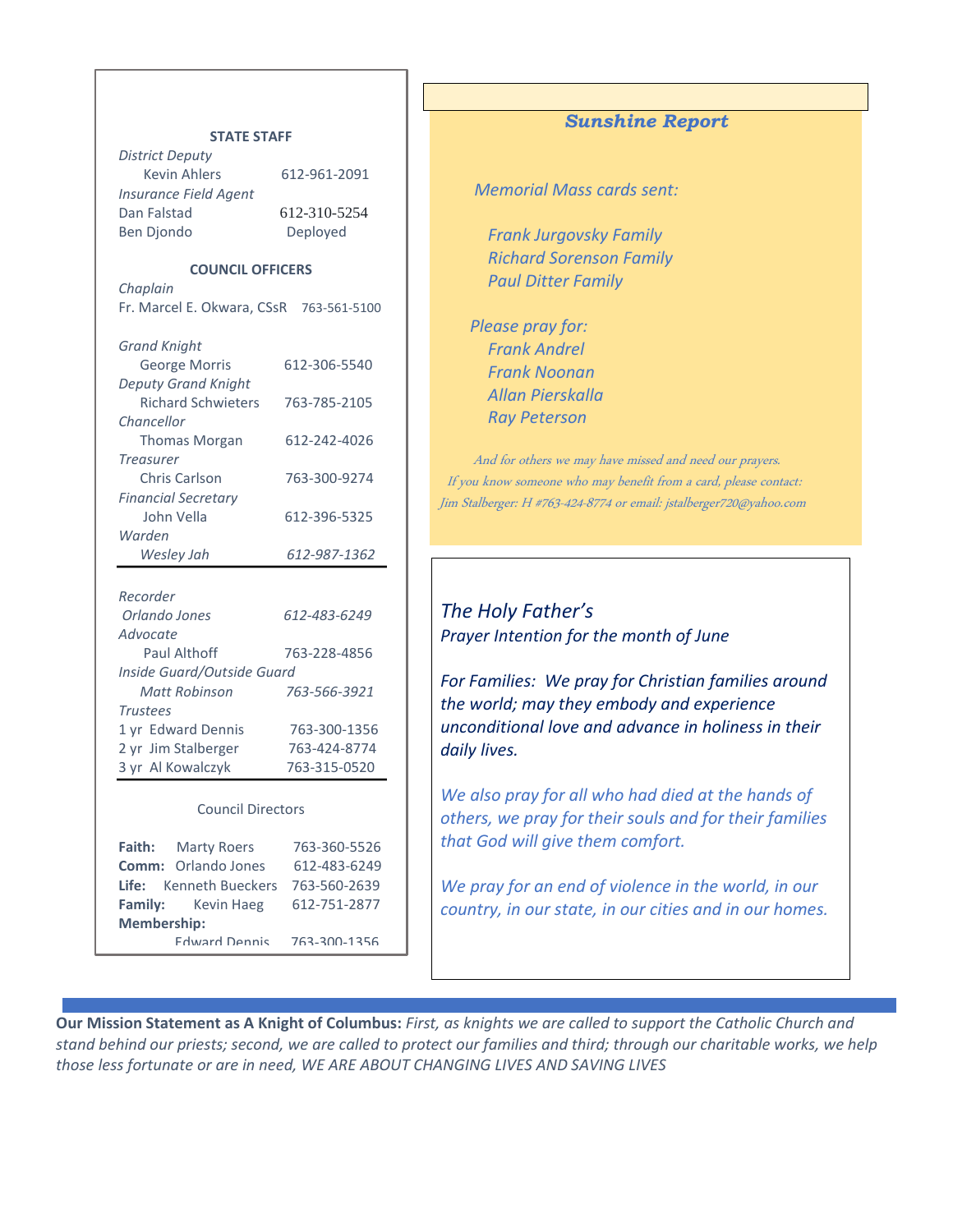**STATE STAFF**

*District Deputy*
Kevin Ahlers 612-961-2091

*Insurance Field Agent*
Dan Falstad 612-310-5254
Ben Djondo Deployed

**COUNCIL OFFICERS**

*Chaplain*
Fr. Marcel E. Okwara, CSsR 763-561-5100

*Grand Knight*
George Morris 612-306-5540

*Deputy Grand Knight*
Richard Schwieters 763-785-2105

*Chancellor*
Thomas Morgan 612-242-4026

*Treasurer*
Chris Carlson 763-300-9274

*Financial Secretary*
John Vella 612-396-5325

*Warden*
*Wesley Jah 612-987-1362*

*Recorder*
*Orlando Jones 612-483-6249*

*Advocate*
Paul Althoff 763-228-4856

*Inside Guard/Outside Guard*
*Matt Robinson 763-566-3921*

*Trustees*
1 yr Edward Dennis 763-300-1356
2 yr Jim Stalberger 763-424-8774
3 yr Al Kowalczyk 763-315-0520

Council Directors

**Faith:** Marty Roers 763-360-5526
**Comm:** Orlando Jones 612-483-6249
**Life:** Kenneth Bueckers 763-560-2639
**Family:** Kevin Haeg 612-751-2877
**Membership:**
Edward Dennis 763-300-1356

## *Sunshine Report*

*Memorial Mass cards sent:*

*Frank Jurgovsky Family*
*Richard Sorenson Family*
*Paul Ditter Family*

*Please pray for:*
*Frank Andrel*
*Frank Noonan*
*Allan Pierskalla*
*Ray Peterson*

*And for others we may have missed and need our prayers.*
*If you know someone who may benefit from a card, please contact:*
*Jim Stalberger: H #763-424-8774 or email: jstalberger720@yahoo.com*

### *The Holy Father's*
*Prayer Intention for the month of June*

*For Families: We pray for Christian families around the world; may they embody and experience unconditional love and advance in holiness in their daily lives.*

*We also pray for all who had died at the hands of others, we pray for their souls and for their families that God will give them comfort.*

*We pray for an end of violence in the world, in our country, in our state, in our cities and in our homes.*

**Our Mission Statement as A Knight of Columbus:** *First, as knights we are called to support the Catholic Church and stand behind our priests; second, we are called to protect our families and third; through our charitable works, we help those less fortunate or are in need, WE ARE ABOUT CHANGING LIVES AND SAVING LIVES*